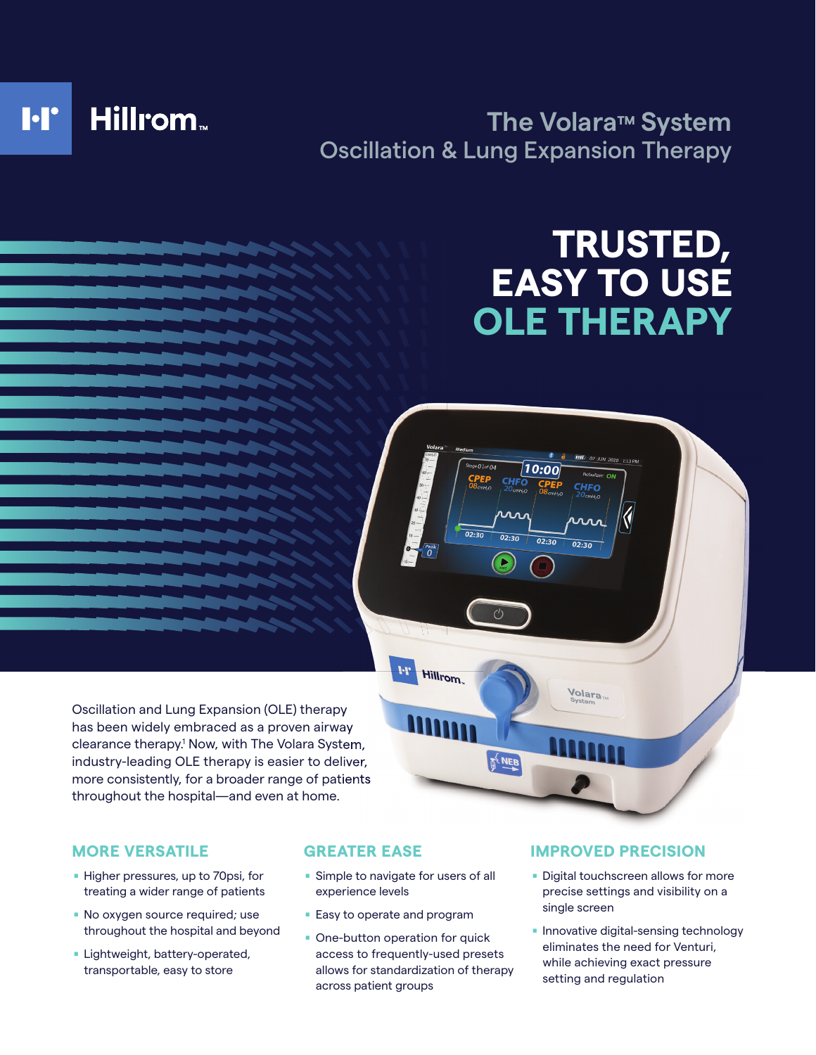Hillrom™

# The Volara™ System
## Oscillation & Lung Expansion Therapy

# TRUSTED, EASY TO USE OLE THERAPY

Oscillation and Lung Expansion (OLE) therapy has been widely embraced as a proven airway clearance therapy.[1] Now, with The Volara System, industry-leading OLE therapy is easier to deliver, more consistently, for a broader range of patients throughout the hospital—and even at home.

### MORE VERSATILE

- Higher pressures, up to 70psi, for treating a wider range of patients
- No oxygen source required; use throughout the hospital and beyond
- Lightweight, battery-operated, transportable, easy to store

### GREATER EASE

- Simple to navigate for users of all experience levels
- Easy to operate and program
- One-button operation for quick access to frequently-used presets allows for standardization of therapy across patient groups

### IMPROVED PRECISION

- Digital touchscreen allows for more precise settings and visibility on a single screen
- Innovative digital-sensing technology eliminates the need for Venturi, while achieving exact pressure setting and regulation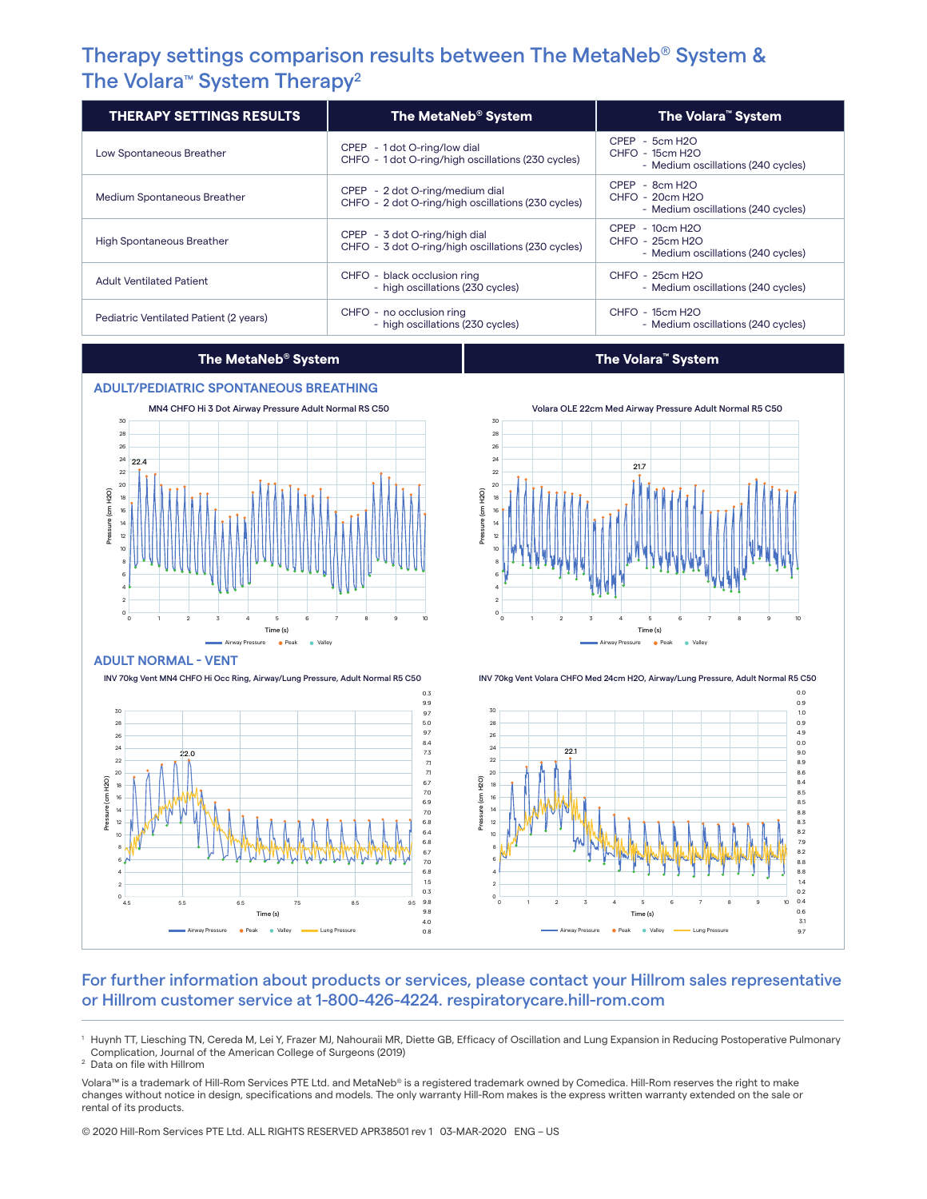## Therapy settings comparison results between The MetaNeb® System & The Volara™ System Therapy[2]

| THERAPY SETTINGS RESULTS | The MetaNeb® System | The Volara™ System |
|---|---|---|
| Low Spontaneous Breather | CPEP - 1 dot O-ring/low dial<br>CHFO - 1 dot O-ring/high oscillations (230 cycles) | CPEP - 5cm H2O<br>CHFO - 15cm H2O<br>- Medium oscillations (240 cycles) |
| Medium Spontaneous Breather | CPEP - 2 dot O-ring/medium dial<br>CHFO - 2 dot O-ring/high oscillations (230 cycles) | CPEP - 8cm H2O<br>CHFO - 20cm H2O<br>- Medium oscillations (240 cycles) |
| High Spontaneous Breather | CPEP - 3 dot O-ring/high dial<br>CHFO - 3 dot O-ring/high oscillations (230 cycles) | CPEP - 10cm H2O<br>CHFO - 25cm H2O<br>- Medium oscillations (240 cycles) |
| Adult Ventilated Patient | CHFO - black occlusion ring<br>- high oscillations (230 cycles) | CHFO - 25cm H2O<br>- Medium oscillations (240 cycles) |
| Pediatric Ventilated Patient (2 years) | CHFO - no occlusion ring<br>- high oscillations (230 cycles) | CHFO - 15cm H2O<br>- Medium oscillations (240 cycles) |

**The MetaNeb® System** | **The Volara™ System**

### ADULT/PEDIATRIC SPONTANEOUS BREATHING

MN4 CHFO Hi 3 Dot Airway Pressure Adult Normal RS C50

22.4

Pressure (cm H2O)

Time (s)

Airway Pressure · Peak · Valley

Volara OLE 22cm Med Airway Pressure Adult Normal R5 C50

21.7

Pressure (cm H2O)

Time (s)

Airway Pressure · Peak · Valley

### ADULT NORMAL - VENT

INV 70kg Vent MN4 CHFO Hi Occ Ring, Airway/Lung Pressure, Adult Normal R5 C50

22.0

Pressure (cm H2O)

Time (s)

Airway Pressure · Peak · Valley · Lung Pressure

INV 70kg Vent Volara CHFO Med 24cm H2O, Airway/Lung Pressure, Adult Normal R5 C50

22.1

Pressure (cm H2O)

Time (s)

Airway Pressure · Peak · Valley · Lung Pressure

**For further information about products or services, please contact your Hillrom sales representative or Hillrom customer service at 1-800-426-4224. respiratorycare.hill-rom.com**

[1] Huynh TT, Liesching TN, Cereda M, Lei Y, Frazer MJ, Nahouraii MR, Diette GB, Efficacy of Oscillation and Lung Expansion in Reducing Postoperative Pulmonary Complication, Journal of the American College of Surgeons (2019)
[2] Data on file with Hillrom

Volara™ is a trademark of Hill-Rom Services PTE Ltd. and MetaNeb® is a registered trademark owned by Comedica. Hill-Rom reserves the right to make changes without notice in design, specifications and models. The only warranty Hill-Rom makes is the express written warranty extended on the sale or rental of its products.

© 2020 Hill-Rom Services PTE Ltd. ALL RIGHTS RESERVED APR38501 rev 1 03-MAR-2020 ENG – US